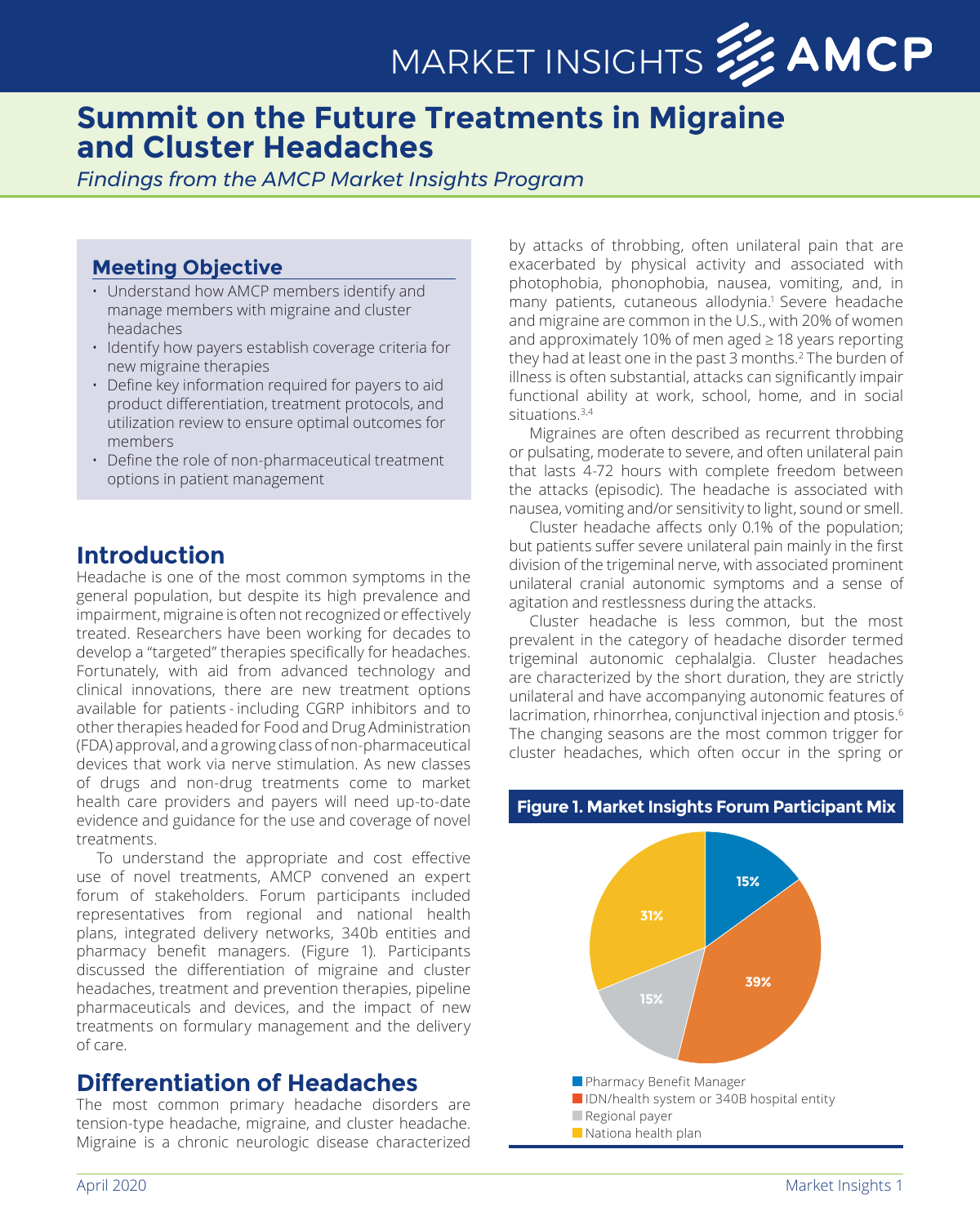# Summit on the Future Treatments in Migraine and Cluster Headaches

*Findings from the AMCP Market Insights Program*

## Meeting Objective

- Understand how AMCP members identify and manage members with migraine and cluster headaches
- Identify how payers establish coverage criteria for new migraine therapies
- Define key information required for payers to aid product differentiation, treatment protocols, and utilization review to ensure optimal outcomes for members
- Define the role of non-pharmaceutical treatment options in patient management

## Introduction

Headache is one of the most common symptoms in the general population, but despite its high prevalence and impairment, migraine is often not recognized or effectively treated. Researchers have been working for decades to develop a "targeted" therapies specifically for headaches. Fortunately, with aid from advanced technology and clinical innovations, there are new treatment options available for patients - including CGRP inhibitors and to other therapies headed for Food and Drug Administration (FDA) approval, and a growing class of non-pharmaceutical devices that work via nerve stimulation. As new classes of drugs and non-drug treatments come to market health care providers and payers will need up-to-date evidence and guidance for the use and coverage of novel treatments.

To understand the appropriate and cost effective use of novel treatments, AMCP convened an expert forum of stakeholders. Forum participants included representatives from regional and national health plans, integrated delivery networks, 340b entities and pharmacy benefit managers. (Figure 1). Participants discussed the differentiation of migraine and cluster headaches, treatment and prevention therapies, pipeline pharmaceuticals and devices, and the impact of new treatments on formulary management and the delivery of care.

## Differentiation of Headaches

The most common primary headache disorders are tension-type headache, migraine, and cluster headache. Migraine is a chronic neurologic disease characterized by attacks of throbbing, often unilateral pain that are exacerbated by physical activity and associated with photophobia, phonophobia, nausea, vomiting, and, in many patients, cutaneous allodynia.[1] Severe headache and migraine are common in the U.S., with 20% of women and approximately 10% of men aged ≥ 18 years reporting they had at least one in the past 3 months.[2] The burden of illness is often substantial, attacks can significantly impair functional ability at work, school, home, and in social situations.[3,4]

Migraines are often described as recurrent throbbing or pulsating, moderate to severe, and often unilateral pain that lasts 4-72 hours with complete freedom between the attacks (episodic). The headache is associated with nausea, vomiting and/or sensitivity to light, sound or smell.

Cluster headache affects only 0.1% of the population; but patients suffer severe unilateral pain mainly in the first division of the trigeminal nerve, with associated prominent unilateral cranial autonomic symptoms and a sense of agitation and restlessness during the attacks.

Cluster headache is less common, but the most prevalent in the category of headache disorder termed trigeminal autonomic cephalalgia. Cluster headaches are characterized by the short duration, they are strictly unilateral and have accompanying autonomic features of lacrimation, rhinorrhea, conjunctival injection and ptosis.[6] The changing seasons are the most common trigger for cluster headaches, which often occur in the spring or

**Figure 1. Market Insights Forum Participant Mix**

| Participant type | Share |
| --- | --- |
| Pharmacy Benefit Manager | 15% |
| IDN/health system or 340B hospital entity | 39% |
| Regional payer | 15% |
| Nationa health plan | 31% |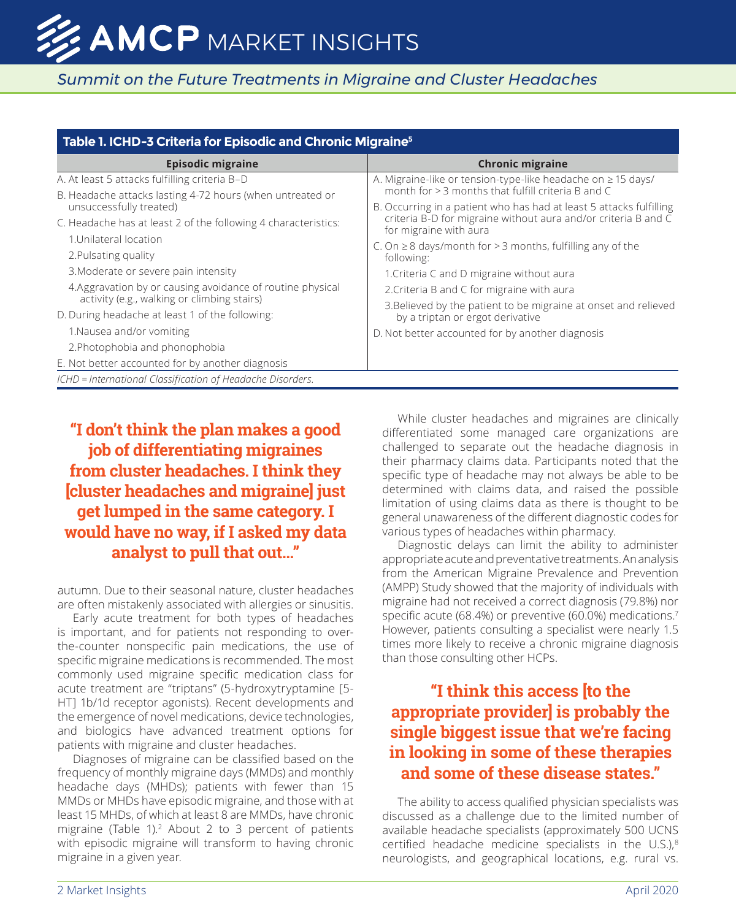**Table 1. ICHD-3 Criteria for Episodic and Chronic Migraine[5]**

| Episodic migraine | Chronic migraine |
|---|---|
| A. At least 5 attacks fulfilling criteria B–D | A. Migraine-like or tension-type-like headache on ≥ 15 days/month for > 3 months that fulfill criteria B and C |
| B. Headache attacks lasting 4-72 hours (when untreated or unsuccessfully treated) | B. Occurring in a patient who has had at least 5 attacks fulfilling criteria B-D for migraine without aura and/or criteria B and C for migraine with aura |
| C. Headache has at least 2 of the following 4 characteristics: | C. On ≥ 8 days/month for > 3 months, fulfilling any of the following: |
| 1.Unilateral location | 1.Criteria C and D migraine without aura |
| 2.Pulsating quality | 2.Criteria B and C for migraine with aura |
| 3.Moderate or severe pain intensity | 3.Believed by the patient to be migraine at onset and relieved by a triptan or ergot derivative |
| 4.Aggravation by or causing avoidance of routine physical activity (e.g., walking or climbing stairs) | D. Not better accounted for by another diagnosis |
| D. During headache at least 1 of the following: | |
| 1.Nausea and/or vomiting | |
| 2.Photophobia and phonophobia | |
| E. Not better accounted for by another diagnosis | |

*ICHD = International Classification of Headache Disorders.*

**"I don't think the plan makes a good job of differentiating migraines from cluster headaches. I think they [cluster headaches and migraine] just get lumped in the same category. I would have no way, if I asked my data analyst to pull that out..."**

autumn. Due to their seasonal nature, cluster headaches are often mistakenly associated with allergies or sinusitis.

Early acute treatment for both types of headaches is important, and for patients not responding to over-the-counter nonspecific pain medications, the use of specific migraine medications is recommended. The most commonly used migraine specific medication class for acute treatment are "triptans" (5-hydroxytryptamine [5-HT] 1b/1d receptor agonists). Recent developments and the emergence of novel medications, device technologies, and biologics have advanced treatment options for patients with migraine and cluster headaches.

Diagnoses of migraine can be classified based on the frequency of monthly migraine days (MMDs) and monthly headache days (MHDs); patients with fewer than 15 MMDs or MHDs have episodic migraine, and those with at least 15 MHDs, of which at least 8 are MMDs, have chronic migraine (Table 1).[2] About 2 to 3 percent of patients with episodic migraine will transform to having chronic migraine in a given year.

While cluster headaches and migraines are clinically differentiated some managed care organizations are challenged to separate out the headache diagnosis in their pharmacy claims data. Participants noted that the specific type of headache may not always be able to be determined with claims data, and raised the possible limitation of using claims data as there is thought to be general unawareness of the different diagnostic codes for various types of headaches within pharmacy.

Diagnostic delays can limit the ability to administer appropriate acute and preventative treatments. An analysis from the American Migraine Prevalence and Prevention (AMPP) Study showed that the majority of individuals with migraine had not received a correct diagnosis (79.8%) nor specific acute (68.4%) or preventive (60.0%) medications.[7] However, patients consulting a specialist were nearly 1.5 times more likely to receive a chronic migraine diagnosis than those consulting other HCPs.

**"I think this access [to the appropriate provider] is probably the single biggest issue that we're facing in looking in some of these therapies and some of these disease states."**

The ability to access qualified physician specialists was discussed as a challenge due to the limited number of available headache specialists (approximately 500 UCNS certified headache medicine specialists in the U.S.),[8] neurologists, and geographical locations, e.g. rural vs.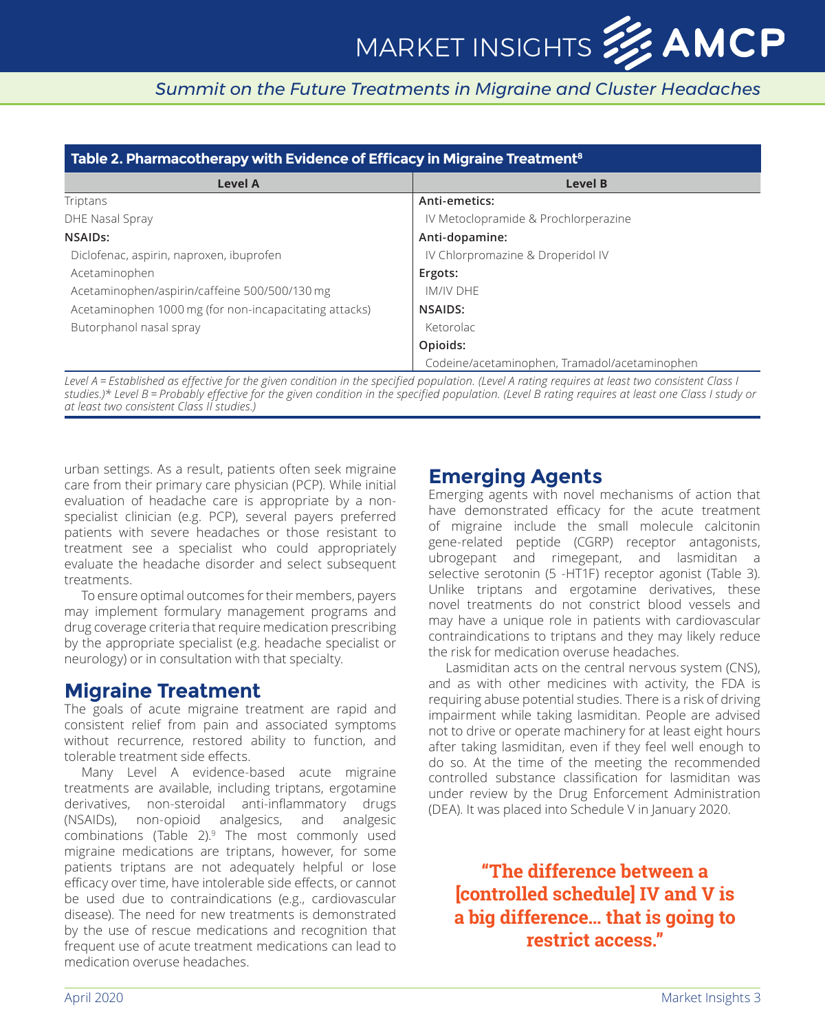**Table 2. Pharmacotherapy with Evidence of Efficacy in Migraine Treatment[8]**

| Level A | Level B |
|---|---|
| Triptans | **Anti-emetics:** |
| DHE Nasal Spray | IV Metoclopramide & Prochlorperazine |
| **NSAIDs:** | **Anti-dopamine:** |
| Diclofenac, aspirin, naproxen, ibuprofen | IV Chlorpromazine & Droperidol IV |
| Acetaminophen | **Ergots:** |
| Acetaminophen/aspirin/caffeine 500/500/130 mg | IM/IV DHE |
| Acetaminophen 1000 mg (for non-incapacitating attacks) | **NSAIDS:** |
| Butorphanol nasal spray | Ketorolac |
| | **Opioids:** |
| | Codeine/acetaminophen, Tramadol/acetaminophen |

*Level A = Established as effective for the given condition in the specified population. (Level A rating requires at least two consistent Class I studies.)* Level B = Probably effective for the given condition in the specified population. (Level B rating requires at least one Class I study or at least two consistent Class II studies.)*

urban settings. As a result, patients often seek migraine care from their primary care physician (PCP). While initial evaluation of headache care is appropriate by a non-specialist clinician (e.g. PCP), several payers preferred patients with severe headaches or those resistant to treatment see a specialist who could appropriately evaluate the headache disorder and select subsequent treatments.

To ensure optimal outcomes for their members, payers may implement formulary management programs and drug coverage criteria that require medication prescribing by the appropriate specialist (e.g. headache specialist or neurology) or in consultation with that specialty.

## Migraine Treatment

The goals of acute migraine treatment are rapid and consistent relief from pain and associated symptoms without recurrence, restored ability to function, and tolerable treatment side effects.

Many Level A evidence-based acute migraine treatments are available, including triptans, ergotamine derivatives, non-steroidal anti-inflammatory drugs (NSAIDs), non-opioid analgesics, and analgesic combinations (Table 2).[9] The most commonly used migraine medications are triptans, however, for some patients triptans are not adequately helpful or lose efficacy over time, have intolerable side effects, or cannot be used due to contraindications (e.g., cardiovascular disease). The need for new treatments is demonstrated by the use of rescue medications and recognition that frequent use of acute treatment medications can lead to medication overuse headaches.

## Emerging Agents

Emerging agents with novel mechanisms of action that have demonstrated efficacy for the acute treatment of migraine include the small molecule calcitonin gene-related peptide (CGRP) receptor antagonists, ubrogepant and rimegepant, and lasmiditan a selective serotonin (5 -HT1F) receptor agonist (Table 3). Unlike triptans and ergotamine derivatives, these novel treatments do not constrict blood vessels and may have a unique role in patients with cardiovascular contraindications to triptans and they may likely reduce the risk for medication overuse headaches.

Lasmiditan acts on the central nervous system (CNS), and as with other medicines with activity, the FDA is requiring abuse potential studies. There is a risk of driving impairment while taking lasmiditan. People are advised not to drive or operate machinery for at least eight hours after taking lasmiditan, even if they feel well enough to do so. At the time of the meeting the recommended controlled substance classification for lasmiditan was under review by the Drug Enforcement Administration (DEA). It was placed into Schedule V in January 2020.

**"The difference between a [controlled schedule] IV and V is a big difference… that is going to restrict access."**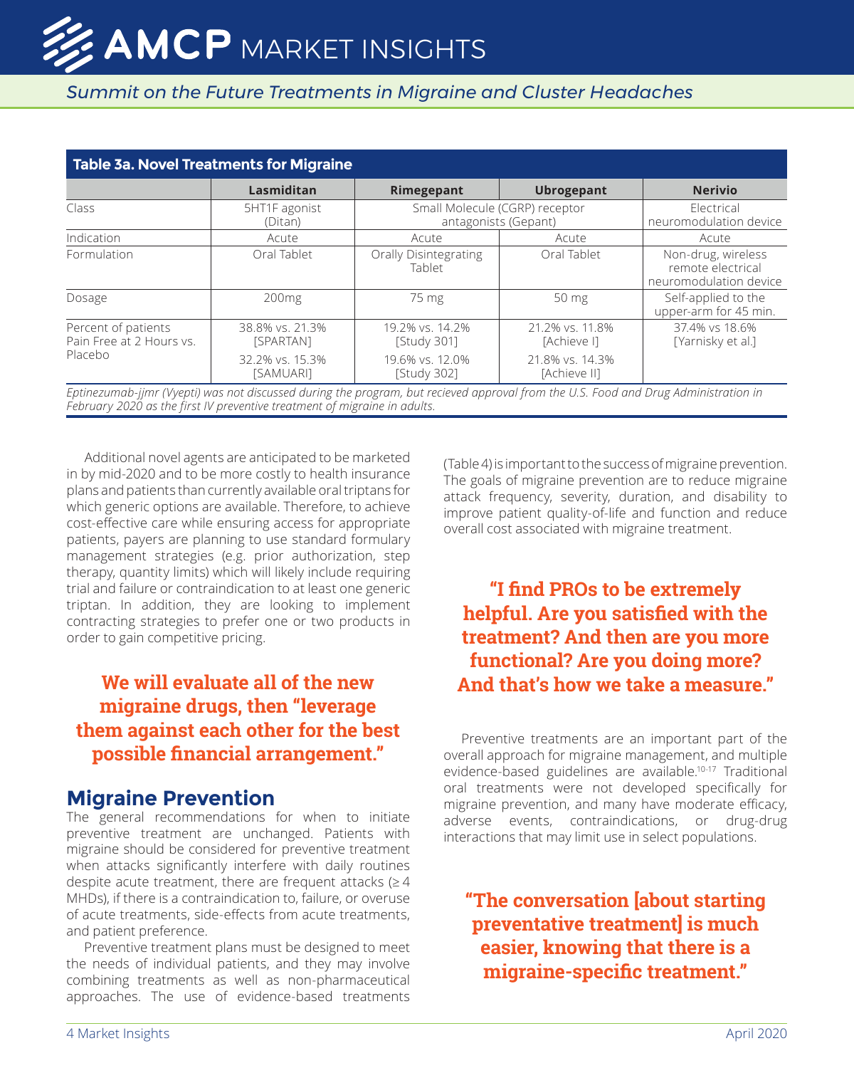**Table 3a. Novel Treatments for Migraine**

| | Lasmiditan | Rimegepant | Ubrogepant | Nerivio |
|---|---|---|---|---|
| Class | 5HT1F agonist (Ditan) | Small Molecule (CGRP) receptor antagonists (Gepant) | | Electrical neuromodulation device |
| Indication | Acute | Acute | Acute | Acute |
| Formulation | Oral Tablet | Orally Disintegrating Tablet | Oral Tablet | Non-drug, wireless remote electrical neuromodulation device |
| Dosage | 200mg | 75 mg | 50 mg | Self-applied to the upper-arm for 45 min. |
| Percent of patients Pain Free at 2 Hours vs. Placebo | 38.8% vs. 21.3% [SPARTAN] | 19.2% vs. 14.2% [Study 301] | 21.2% vs. 11.8% [Achieve I] | 37.4% vs 18.6% [Yarnisky et al.] |
| | 32.2% vs. 15.3% [SAMUARI] | 19.6% vs. 12.0% [Study 302] | 21.8% vs. 14.3% [Achieve II] | |

*Eptinezumab-jjmr (Vyepti) was not discussed during the program, but recieved approval from the U.S. Food and Drug Administration in February 2020 as the first IV preventive treatment of migraine in adults.*

Additional novel agents are anticipated to be marketed in by mid-2020 and to be more costly to health insurance plans and patients than currently available oral triptans for which generic options are available. Therefore, to achieve cost-effective care while ensuring access for appropriate patients, payers are planning to use standard formulary management strategies (e.g. prior authorization, step therapy, quantity limits) which will likely include requiring trial and failure or contraindication to at least one generic triptan. In addition, they are looking to implement contracting strategies to prefer one or two products in order to gain competitive pricing.

**We will evaluate all of the new migraine drugs, then "leverage them against each other for the best possible financial arrangement."**

## Migraine Prevention

The general recommendations for when to initiate preventive treatment are unchanged. Patients with migraine should be considered for preventive treatment when attacks significantly interfere with daily routines despite acute treatment, there are frequent attacks (≥ 4 MHDs), if there is a contraindication to, failure, or overuse of acute treatments, side-effects from acute treatments, and patient preference.

Preventive treatment plans must be designed to meet the needs of individual patients, and they may involve combining treatments as well as non-pharmaceutical approaches. The use of evidence-based treatments (Table 4) is important to the success of migraine prevention. The goals of migraine prevention are to reduce migraine attack frequency, severity, duration, and disability to improve patient quality-of-life and function and reduce overall cost associated with migraine treatment.

**"I find PROs to be extremely helpful. Are you satisfied with the treatment? And then are you more functional? Are you doing more? And that's how we take a measure."**

Preventive treatments are an important part of the overall approach for migraine management, and multiple evidence-based guidelines are available.[10-17] Traditional oral treatments were not developed specifically for migraine prevention, and many have moderate efficacy, adverse events, contraindications, or drug-drug interactions that may limit use in select populations.

**"The conversation [about starting preventative treatment] is much easier, knowing that there is a migraine-specific treatment."**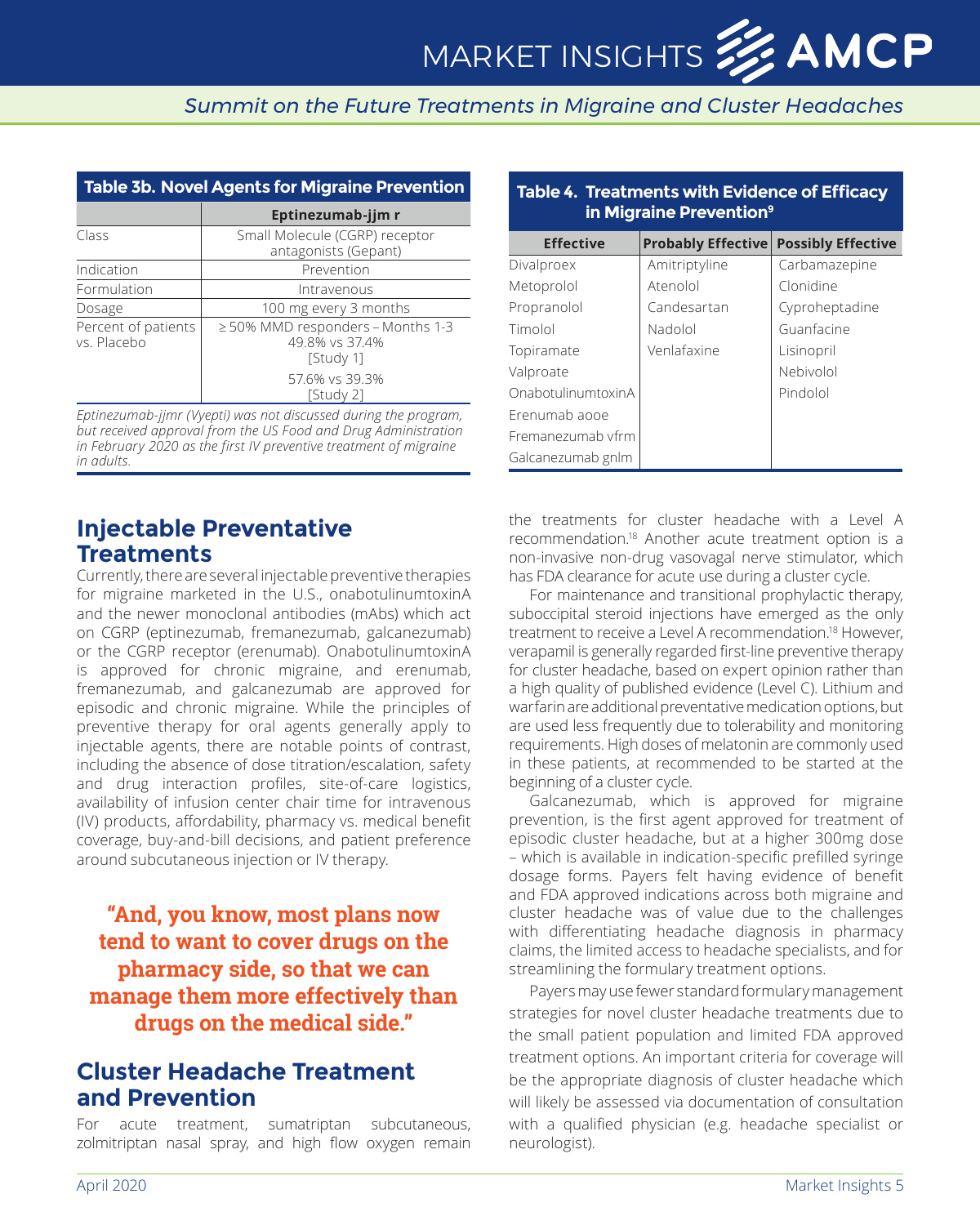**Table 3b. Novel Agents for Migraine Prevention**

| | Eptinezumab-jjm r |
|---|---|
| Class | Small Molecule (CGRP) receptor antagonists (Gepant) |
| Indication | Prevention |
| Formulation | Intravenous |
| Dosage | 100 mg every 3 months |
| Percent of patients vs. Placebo | ≥ 50% MMD responders – Months 1-3 49.8% vs 37.4% [Study 1] 57.6% vs 39.3% [Study 2] |

*Eptinezumab-jjmr (Vyepti) was not discussed during the program, but received approval from the US Food and Drug Administration in February 2020 as the first IV preventive treatment of migraine in adults.*

**Table 4. Treatments with Evidence of Efficacy in Migraine Prevention[9]**

| Effective | Probably Effective | Possibly Effective |
|---|---|---|
| Divalproex | Amitriptyline | Carbamazepine |
| Metoprolol | Atenolol | Clonidine |
| Propranolol | Candesartan | Cyproheptadine |
| Timolol | Nadolol | Guanfacine |
| Topiramate | Venlafaxine | Lisinopril |
| Valproate | | Nebivolol |
| OnabotulinumtoxinA | | Pindolol |
| Erenumab aooe | | |
| Fremanezumab vfrm | | |
| Galcanezumab gnlm | | |

## Injectable Preventative Treatments

Currently, there are several injectable preventive therapies for migraine marketed in the U.S., onabotulinumtoxinA and the newer monoclonal antibodies (mAbs) which act on CGRP (eptinezumab, fremanezumab, galcanezumab) or the CGRP receptor (erenumab). OnabotulinumtoxinA is approved for chronic migraine, and erenumab, fremanezumab, and galcanezumab are approved for episodic and chronic migraine. While the principles of preventive therapy for oral agents generally apply to injectable agents, there are notable points of contrast, including the absence of dose titration/escalation, safety and drug interaction profiles, site-of-care logistics, availability of infusion center chair time for intravenous (IV) products, affordability, pharmacy vs. medical benefit coverage, buy-and-bill decisions, and patient preference around subcutaneous injection or IV therapy.

> **"And, you know, most plans now tend to want to cover drugs on the pharmacy side, so that we can manage them more effectively than drugs on the medical side."**

## Cluster Headache Treatment and Prevention

For acute treatment, sumatriptan subcutaneous, zolmitriptan nasal spray, and high flow oxygen remain the treatments for cluster headache with a Level A recommendation.[18] Another acute treatment option is a non-invasive non-drug vasovagal nerve stimulator, which has FDA clearance for acute use during a cluster cycle.

For maintenance and transitional prophylactic therapy, suboccipital steroid injections have emerged as the only treatment to receive a Level A recommendation.[18] However, verapamil is generally regarded first-line preventive therapy for cluster headache, based on expert opinion rather than a high quality of published evidence (Level C). Lithium and warfarin are additional preventative medication options, but are used less frequently due to tolerability and monitoring requirements. High doses of melatonin are commonly used in these patients, at recommended to be started at the beginning of a cluster cycle.

Galcanezumab, which is approved for migraine prevention, is the first agent approved for treatment of episodic cluster headache, but at a higher 300mg dose – which is available in indication-specific prefilled syringe dosage forms. Payers felt having evidence of benefit and FDA approved indications across both migraine and cluster headache was of value due to the challenges with differentiating headache diagnosis in pharmacy claims, the limited access to headache specialists, and for streamlining the formulary treatment options.

Payers may use fewer standard formulary management strategies for novel cluster headache treatments due to the small patient population and limited FDA approved treatment options. An important criteria for coverage will be the appropriate diagnosis of cluster headache which will likely be assessed via documentation of consultation with a qualified physician (e.g. headache specialist or neurologist).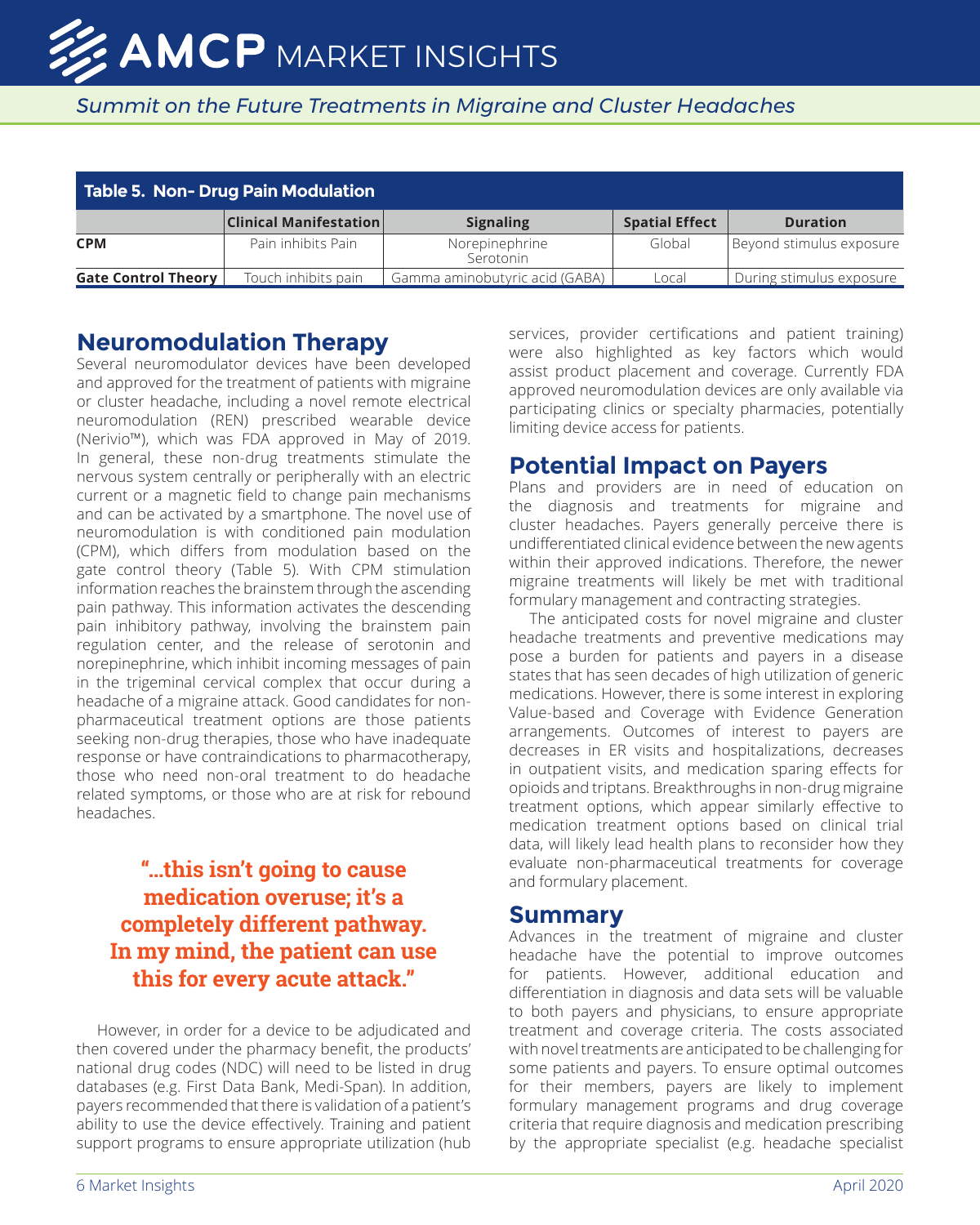**Table 5. Non- Drug Pain Modulation**

| | Clinical Manifestation | Signaling | Spatial Effect | Duration |
|---|---|---|---|---|
| **CPM** | Pain inhibits Pain | Norepinephrine Serotonin | Global | Beyond stimulus exposure |
| **Gate Control Theory** | Touch inhibits pain | Gamma aminobutyric acid (GABA) | Local | During stimulus exposure |

## Neuromodulation Therapy

Several neuromodulator devices have been developed and approved for the treatment of patients with migraine or cluster headache, including a novel remote electrical neuromodulation (REN) prescribed wearable device (Nerivio™), which was FDA approved in May of 2019. In general, these non-drug treatments stimulate the nervous system centrally or peripherally with an electric current or a magnetic field to change pain mechanisms and can be activated by a smartphone. The novel use of neuromodulation is with conditioned pain modulation (CPM), which differs from modulation based on the gate control theory (Table 5). With CPM stimulation information reaches the brainstem through the ascending pain pathway. This information activates the descending pain inhibitory pathway, involving the brainstem pain regulation center, and the release of serotonin and norepinephrine, which inhibit incoming messages of pain in the trigeminal cervical complex that occur during a headache of a migraine attack. Good candidates for non-pharmaceutical treatment options are those patients seeking non-drug therapies, those who have inadequate response or have contraindications to pharmacotherapy, those who need non-oral treatment to do headache related symptoms, or those who are at risk for rebound headaches.

> **"...this isn't going to cause medication overuse; it's a completely different pathway. In my mind, the patient can use this for every acute attack."**

However, in order for a device to be adjudicated and then covered under the pharmacy benefit, the products' national drug codes (NDC) will need to be listed in drug databases (e.g. First Data Bank, Medi-Span). In addition, payers recommended that there is validation of a patient's ability to use the device effectively. Training and patient support programs to ensure appropriate utilization (hub services, provider certifications and patient training) were also highlighted as key factors which would assist product placement and coverage. Currently FDA approved neuromodulation devices are only available via participating clinics or specialty pharmacies, potentially limiting device access for patients.

## Potential Impact on Payers

Plans and providers are in need of education on the diagnosis and treatments for migraine and cluster headaches. Payers generally perceive there is undifferentiated clinical evidence between the new agents within their approved indications. Therefore, the newer migraine treatments will likely be met with traditional formulary management and contracting strategies.

The anticipated costs for novel migraine and cluster headache treatments and preventive medications may pose a burden for patients and payers in a disease states that has seen decades of high utilization of generic medications. However, there is some interest in exploring Value-based and Coverage with Evidence Generation arrangements. Outcomes of interest to payers are decreases in ER visits and hospitalizations, decreases in outpatient visits, and medication sparing effects for opioids and triptans. Breakthroughs in non-drug migraine treatment options, which appear similarly effective to medication treatment options based on clinical trial data, will likely lead health plans to reconsider how they evaluate non-pharmaceutical treatments for coverage and formulary placement.

## Summary

Advances in the treatment of migraine and cluster headache have the potential to improve outcomes for patients. However, additional education and differentiation in diagnosis and data sets will be valuable to both payers and physicians, to ensure appropriate treatment and coverage criteria. The costs associated with novel treatments are anticipated to be challenging for some patients and payers. To ensure optimal outcomes for their members, payers are likely to implement formulary management programs and drug coverage criteria that require diagnosis and medication prescribing by the appropriate specialist (e.g. headache specialist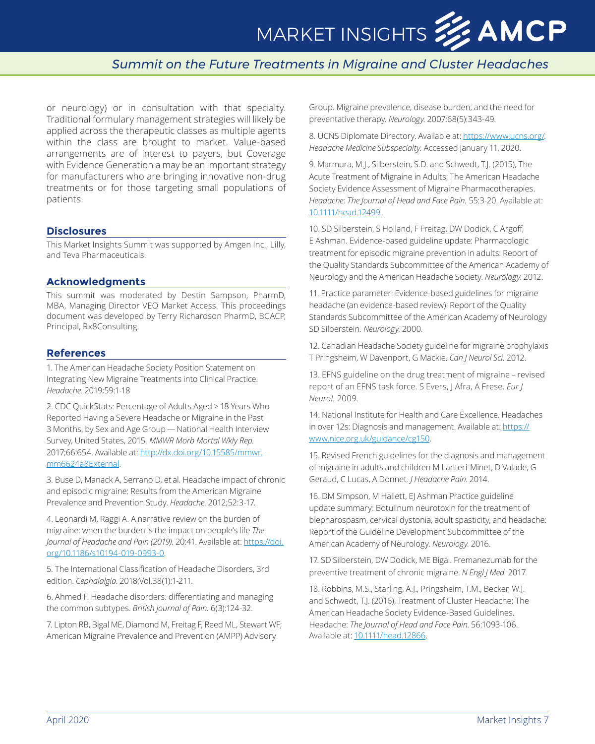or neurology) or in consultation with that specialty. Traditional formulary management strategies will likely be applied across the therapeutic classes as multiple agents within the class are brought to market. Value-based arrangements are of interest to payers, but Coverage with Evidence Generation a may be an important strategy for manufacturers who are bringing innovative non-drug treatments or for those targeting small populations of patients.

## Disclosures

This Market Insights Summit was supported by Amgen Inc., Lilly, and Teva Pharmaceuticals.

## Acknowledgments

This summit was moderated by Destin Sampson, PharmD, MBA, Managing Director VEO Market Access. This proceedings document was developed by Terry Richardson PharmD, BCACP, Principal, Rx8Consulting.

## References

1. The American Headache Society Position Statement on Integrating New Migraine Treatments into Clinical Practice. *Headache.* 2019;59:1-18

2. CDC QuickStats: Percentage of Adults Aged ≥ 18 Years Who Reported Having a Severe Headache or Migraine in the Past 3 Months, by Sex and Age Group — National Health Interview Survey, United States, 2015. *MMWR Morb Mortal Wkly Rep.* 2017;66:654. Available at: http://dx.doi.org/10.15585/mmwr.mm6624a8External.

3. Buse D, Manack A, Serrano D, et al. Headache impact of chronic and episodic migraine: Results from the American Migraine Prevalence and Prevention Study. *Headache.* 2012;52:3-17.

4. Leonardi M, Raggi A. A narrative review on the burden of migraine: when the burden is the impact on people's life *The Journal of Headache and Pain (2019).* 20:41. Available at: https://doi.org/10.1186/s10194-019-0993-0.

5. The International Classification of Headache Disorders, 3rd edition. *Cephalalgia.* 2018;Vol.38(1):1-211.

6. Ahmed F. Headache disorders: differentiating and managing the common subtypes. *British Journal of Pain.* 6(3):124-32.

7. Lipton RB, Bigal ME, Diamond M, Freitag F, Reed ML, Stewart WF; American Migraine Prevalence and Prevention (AMPP) Advisory Group. Migraine prevalence, disease burden, and the need for preventative therapy. *Neurology.* 2007;68(5):343-49.

8. UCNS Diplomate Directory. Available at: https://www.ucns.org/. *Headache Medicine Subspecialty.* Accessed January 11, 2020.

9. Marmura, M.J., Silberstein, S.D. and Schwedt, T.J. (2015), The Acute Treatment of Migraine in Adults: The American Headache Society Evidence Assessment of Migraine Pharmacotherapies. *Headache: The Journal of Head and Face Pain.* 55:3-20. Available at: 10.1111/head.12499.

10. SD Silberstein, S Holland, F Freitag, DW Dodick, C Argoff, E Ashman. Evidence-based guideline update: Pharmacologic treatment for episodic migraine prevention in adults: Report of the Quality Standards Subcommittee of the American Academy of Neurology and the American Headache Society. *Neurology.* 2012.

11. Practice parameter: Evidence-based guidelines for migraine headache (an evidence-based review): Report of the Quality Standards Subcommittee of the American Academy of Neurology SD Silberstein. *Neurology.* 2000.

12. Canadian Headache Society guideline for migraine prophylaxis T Pringsheim, W Davenport, G Mackie. *Can J Neurol Sci.* 2012.

13. EFNS guideline on the drug treatment of migraine – revised report of an EFNS task force. S Evers, J Afra, A Frese. *Eur J Neurol.* 2009.

14. National Institute for Health and Care Excellence. Headaches in over 12s: Diagnosis and management. Available at: https://www.nice.org.uk/guidance/cg150.

15. Revised French guidelines for the diagnosis and management of migraine in adults and children M Lanteri-Minet, D Valade, G Geraud, C Lucas, A Donnet. *J Headache Pain.* 2014.

16. DM Simpson, M Hallett, EJ Ashman Practice guideline update summary: Botulinum neurotoxin for the treatment of blepharospasm, cervical dystonia, adult spasticity, and headache: Report of the Guideline Development Subcommittee of the American Academy of Neurology. *Neurology.* 2016.

17. SD Silberstein, DW Dodick, ME Bigal. Fremanezumab for the preventive treatment of chronic migraine. *N Engl J Med.* 2017.

18. Robbins, M.S., Starling, A.J., Pringsheim, T.M., Becker, W.J. and Schwedt, T.J. (2016), Treatment of Cluster Headache: The American Headache Society Evidence-Based Guidelines. Headache: *The Journal of Head and Face Pain.* 56:1093-106. Available at: 10.1111/head.12866.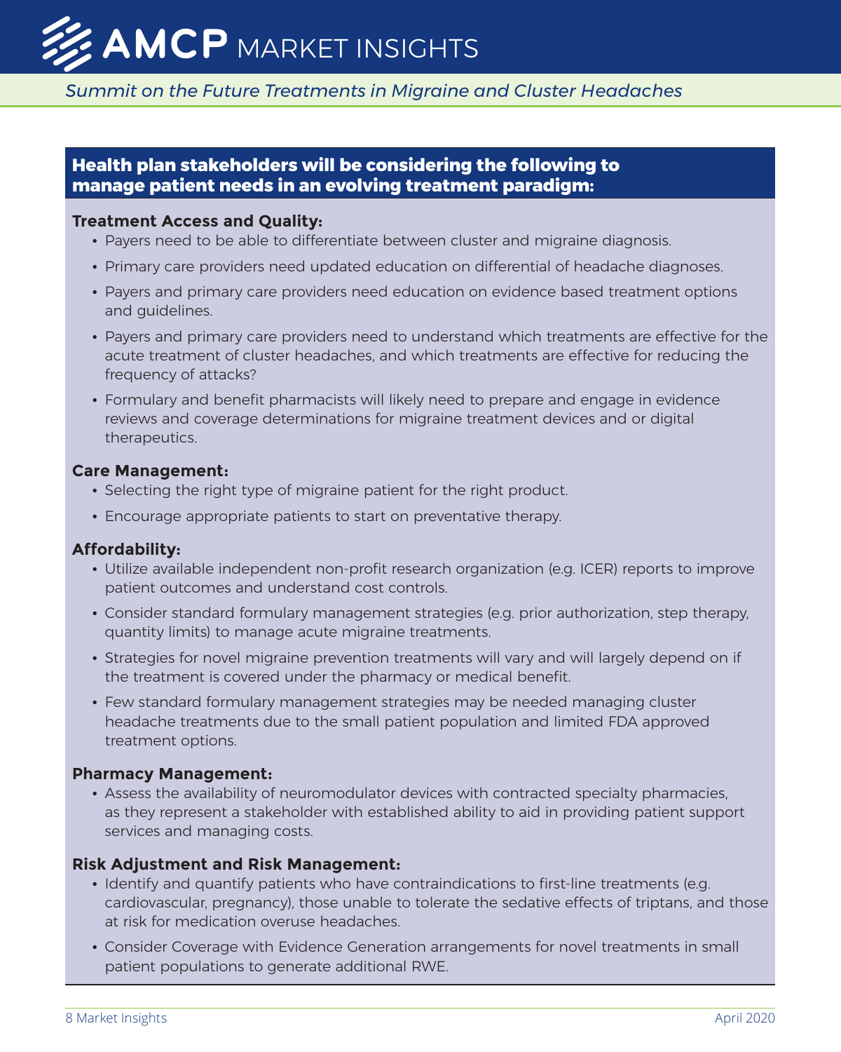## Health plan stakeholders will be considering the following to manage patient needs in an evolving treatment paradigm:

**Treatment Access and Quality:**

- Payers need to be able to differentiate between cluster and migraine diagnosis.
- Primary care providers need updated education on differential of headache diagnoses.
- Payers and primary care providers need education on evidence based treatment options and guidelines.
- Payers and primary care providers need to understand which treatments are effective for the acute treatment of cluster headaches, and which treatments are effective for reducing the frequency of attacks?
- Formulary and benefit pharmacists will likely need to prepare and engage in evidence reviews and coverage determinations for migraine treatment devices and or digital therapeutics.

**Care Management:**

- Selecting the right type of migraine patient for the right product.
- Encourage appropriate patients to start on preventative therapy.

**Affordability:**

- Utilize available independent non-profit research organization (e.g. ICER) reports to improve patient outcomes and understand cost controls.
- Consider standard formulary management strategies (e.g. prior authorization, step therapy, quantity limits) to manage acute migraine treatments.
- Strategies for novel migraine prevention treatments will vary and will largely depend on if the treatment is covered under the pharmacy or medical benefit.
- Few standard formulary management strategies may be needed managing cluster headache treatments due to the small patient population and limited FDA approved treatment options.

**Pharmacy Management:**

- Assess the availability of neuromodulator devices with contracted specialty pharmacies, as they represent a stakeholder with established ability to aid in providing patient support services and managing costs.

**Risk Adjustment and Risk Management:**

- Identify and quantify patients who have contraindications to first-line treatments (e.g. cardiovascular, pregnancy), those unable to tolerate the sedative effects of triptans, and those at risk for medication overuse headaches.
- Consider Coverage with Evidence Generation arrangements for novel treatments in small patient populations to generate additional RWE.